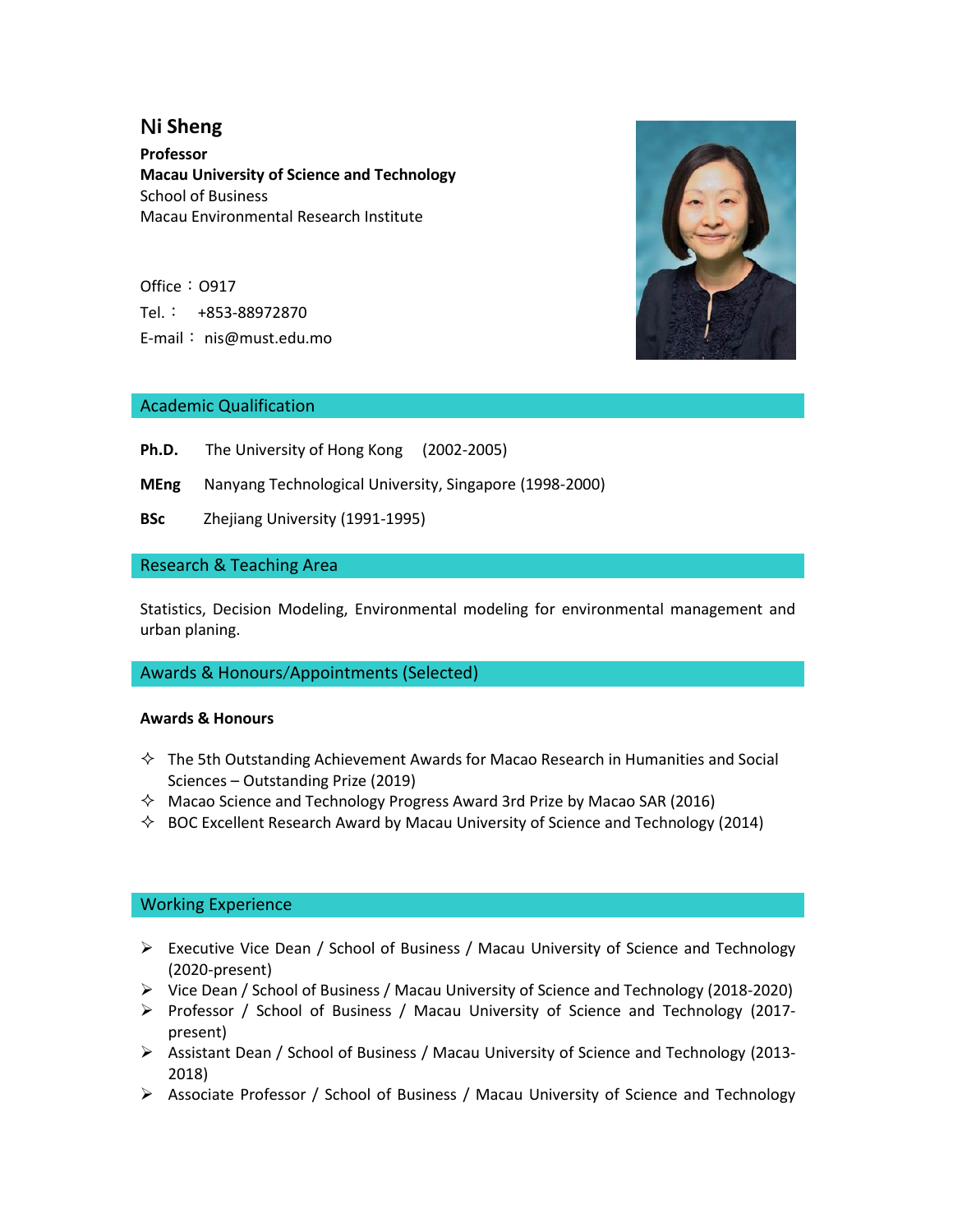# Ni Sheng

**Professor**
**Macau University of Science and Technology**
School of Business
Macau Environmental Research Institute

Office：O917
Tel.： +853-88972870
E-mail： nis@must.edu.mo

## Academic Qualification

**Ph.D.** The University of Hong Kong (2002-2005)

**MEng** Nanyang Technological University, Singapore (1998-2000)

**BSc** Zhejiang University (1991-1995)

## Research & Teaching Area

Statistics, Decision Modeling, Environmental modeling for environmental management and urban planing.

## Awards & Honours/Appointments (Selected)

### Awards & Honours

- The 5th Outstanding Achievement Awards for Macao Research in Humanities and Social Sciences – Outstanding Prize (2019)
- Macao Science and Technology Progress Award 3rd Prize by Macao SAR (2016)
- BOC Excellent Research Award by Macau University of Science and Technology (2014)

## Working Experience

- Executive Vice Dean / School of Business / Macau University of Science and Technology (2020-present)
- Vice Dean / School of Business / Macau University of Science and Technology (2018-2020)
- Professor / School of Business / Macau University of Science and Technology (2017-present)
- Assistant Dean / School of Business / Macau University of Science and Technology (2013-2018)
- Associate Professor / School of Business / Macau University of Science and Technology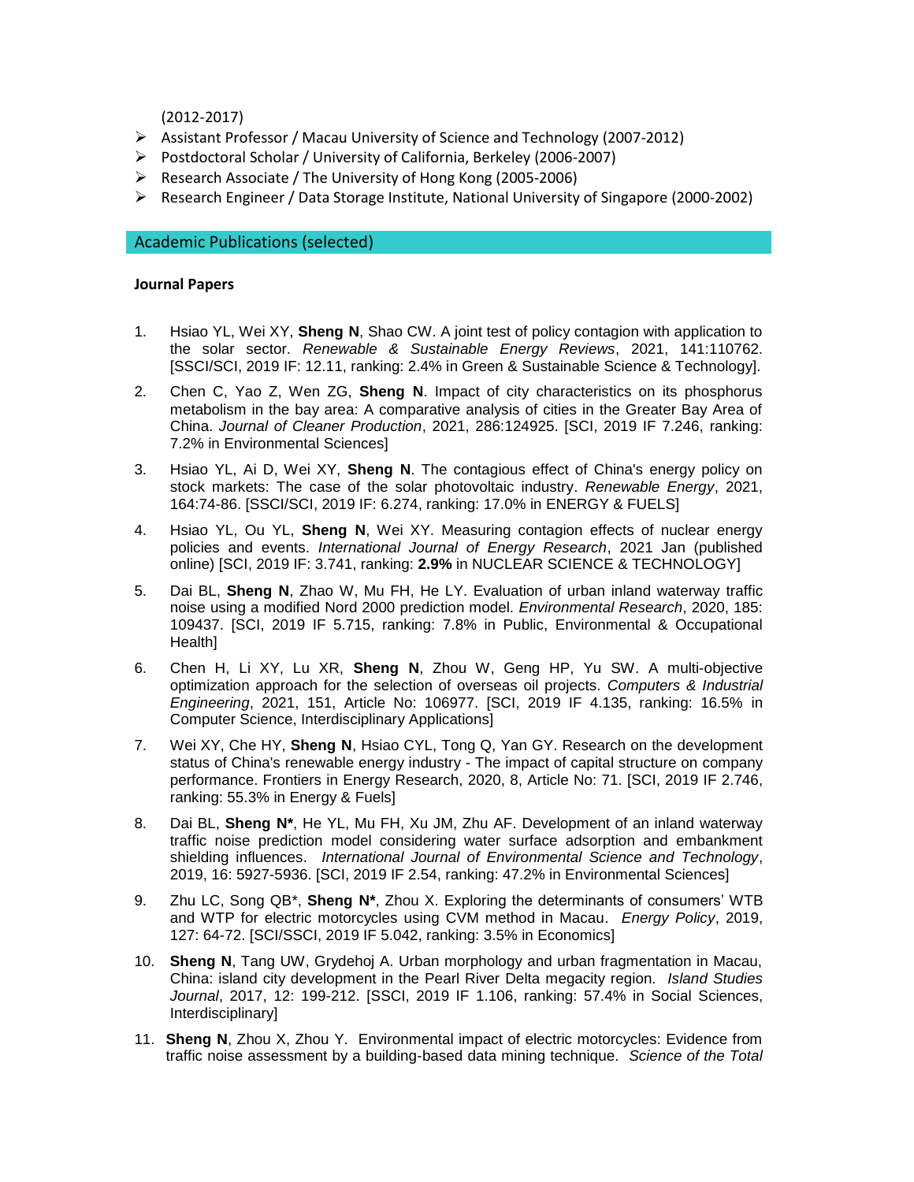(2012-2017)

- Assistant Professor / Macau University of Science and Technology (2007-2012)
- Postdoctoral Scholar / University of California, Berkeley (2006-2007)
- Research Associate / The University of Hong Kong (2005-2006)
- Research Engineer / Data Storage Institute, National University of Singapore (2000-2002)

## Academic Publications (selected)

### Journal Papers

1. Hsiao YL, Wei XY, **Sheng N**, Shao CW. A joint test of policy contagion with application to the solar sector. *Renewable & Sustainable Energy Reviews*, 2021, 141:110762. [SSCI/SCI, 2019 IF: 12.11, ranking: 2.4% in Green & Sustainable Science & Technology].
2. Chen C, Yao Z, Wen ZG, **Sheng N**. Impact of city characteristics on its phosphorus metabolism in the bay area: A comparative analysis of cities in the Greater Bay Area of China. *Journal of Cleaner Production*, 2021, 286:124925. [SCI, 2019 IF 7.246, ranking: 7.2% in Environmental Sciences]
3. Hsiao YL, Ai D, Wei XY, **Sheng N**. The contagious effect of China's energy policy on stock markets: The case of the solar photovoltaic industry. *Renewable Energy*, 2021, 164:74-86. [SSCI/SCI, 2019 IF: 6.274, ranking: 17.0% in ENERGY & FUELS]
4. Hsiao YL, Ou YL, **Sheng N**, Wei XY. Measuring contagion effects of nuclear energy policies and events. *International Journal of Energy Research*, 2021 Jan (published online) [SCI, 2019 IF: 3.741, ranking: **2.9%** in NUCLEAR SCIENCE & TECHNOLOGY]
5. Dai BL, **Sheng N**, Zhao W, Mu FH, He LY. Evaluation of urban inland waterway traffic noise using a modified Nord 2000 prediction model. *Environmental Research*, 2020, 185: 109437. [SCI, 2019 IF 5.715, ranking: 7.8% in Public, Environmental & Occupational Health]
6. Chen H, Li XY, Lu XR, **Sheng N**, Zhou W, Geng HP, Yu SW. A multi-objective optimization approach for the selection of overseas oil projects. *Computers & Industrial Engineering*, 2021, 151, Article No: 106977. [SCI, 2019 IF 4.135, ranking: 16.5% in Computer Science, Interdisciplinary Applications]
7. Wei XY, Che HY, **Sheng N**, Hsiao CYL, Tong Q, Yan GY. Research on the development status of China's renewable energy industry - The impact of capital structure on company performance. Frontiers in Energy Research, 2020, 8, Article No: 71. [SCI, 2019 IF 2.746, ranking: 55.3% in Energy & Fuels]
8. Dai BL, **Sheng N***, He YL, Mu FH, Xu JM, Zhu AF. Development of an inland waterway traffic noise prediction model considering water surface adsorption and embankment shielding influences. *International Journal of Environmental Science and Technology*, 2019, 16: 5927-5936. [SCI, 2019 IF 2.54, ranking: 47.2% in Environmental Sciences]
9. Zhu LC, Song QB*, **Sheng N***, Zhou X. Exploring the determinants of consumers' WTB and WTP for electric motorcycles using CVM method in Macau. *Energy Policy*, 2019, 127: 64-72. [SCI/SSCI, 2019 IF 5.042, ranking: 3.5% in Economics]
10. **Sheng N**, Tang UW, Grydehoj A. Urban morphology and urban fragmentation in Macau, China: island city development in the Pearl River Delta megacity region. *Island Studies Journal*, 2017, 12: 199-212. [SSCI, 2019 IF 1.106, ranking: 57.4% in Social Sciences, Interdisciplinary]
11. **Sheng N**, Zhou X, Zhou Y. Environmental impact of electric motorcycles: Evidence from traffic noise assessment by a building-based data mining technique. *Science of the Total*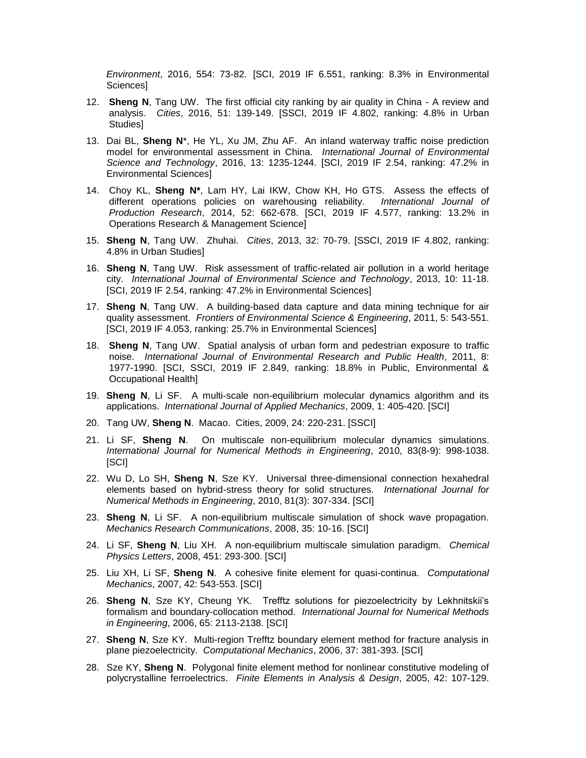*Environment*, 2016, 554: 73-82. [SCI, 2019 IF 6.551, ranking: 8.3% in Environmental Sciences]

12. **Sheng N**, Tang UW. The first official city ranking by air quality in China - A review and analysis. *Cities*, 2016, 51: 139-149. [SSCI, 2019 IF 4.802, ranking: 4.8% in Urban Studies]

13. Dai BL, **Sheng N***, He YL, Xu JM, Zhu AF. An inland waterway traffic noise prediction model for environmental assessment in China. *International Journal of Environmental Science and Technology*, 2016, 13: 1235-1244. [SCI, 2019 IF 2.54, ranking: 47.2% in Environmental Sciences]

14. Choy KL, **Sheng N***, Lam HY, Lai IKW, Chow KH, Ho GTS. Assess the effects of different operations policies on warehousing reliability. *International Journal of Production Research*, 2014, 52: 662-678. [SCI, 2019 IF 4.577, ranking: 13.2% in Operations Research & Management Science]

15. **Sheng N**, Tang UW. Zhuhai. *Cities*, 2013, 32: 70-79. [SSCI, 2019 IF 4.802, ranking: 4.8% in Urban Studies]

16. **Sheng N**, Tang UW. Risk assessment of traffic-related air pollution in a world heritage city. *International Journal of Environmental Science and Technology*, 2013, 10: 11-18. [SCI, 2019 IF 2.54, ranking: 47.2% in Environmental Sciences]

17. **Sheng N**, Tang UW. A building-based data capture and data mining technique for air quality assessment. *Frontiers of Environmental Science & Engineering*, 2011, 5: 543-551. [SCI, 2019 IF 4.053, ranking: 25.7% in Environmental Sciences]

18. **Sheng N**, Tang UW. Spatial analysis of urban form and pedestrian exposure to traffic noise. *International Journal of Environmental Research and Public Health*, 2011, 8: 1977-1990. [SCI, SSCI, 2019 IF 2.849, ranking: 18.8% in Public, Environmental & Occupational Health]

19. **Sheng N**, Li SF. A multi-scale non-equilibrium molecular dynamics algorithm and its applications. *International Journal of Applied Mechanics*, 2009, 1: 405-420. [SCI]

20. Tang UW, **Sheng N**. Macao. Cities, 2009, 24: 220-231. [SSCI]

21. Li SF, **Sheng N**. On multiscale non-equilibrium molecular dynamics simulations. *International Journal for Numerical Methods in Engineering*, 2010, 83(8-9): 998-1038. [SCI]

22. Wu D, Lo SH, **Sheng N**, Sze KY. Universal three-dimensional connection hexahedral elements based on hybrid-stress theory for solid structures. *International Journal for Numerical Methods in Engineering*, 2010, 81(3): 307-334. [SCI]

23. **Sheng N**, Li SF. A non-equilibrium multiscale simulation of shock wave propagation. *Mechanics Research Communications*, 2008, 35: 10-16. [SCI]

24. Li SF, **Sheng N**, Liu XH. A non-equilibrium multiscale simulation paradigm. *Chemical Physics Letters*, 2008, 451: 293-300. [SCI]

25. Liu XH, Li SF, **Sheng N**. A cohesive finite element for quasi-continua. *Computational Mechanics*, 2007, 42: 543-553. [SCI]

26. **Sheng N**, Sze KY, Cheung YK. Trefftz solutions for piezoelectricity by Lekhnitskii's formalism and boundary-collocation method. *International Journal for Numerical Methods in Engineering*, 2006, 65: 2113-2138. [SCI]

27. **Sheng N**, Sze KY. Multi-region Trefftz boundary element method for fracture analysis in plane piezoelectricity. *Computational Mechanics*, 2006, 37: 381-393. [SCI]

28. Sze KY, **Sheng N**. Polygonal finite element method for nonlinear constitutive modeling of polycrystalline ferroelectrics. *Finite Elements in Analysis & Design*, 2005, 42: 107-129.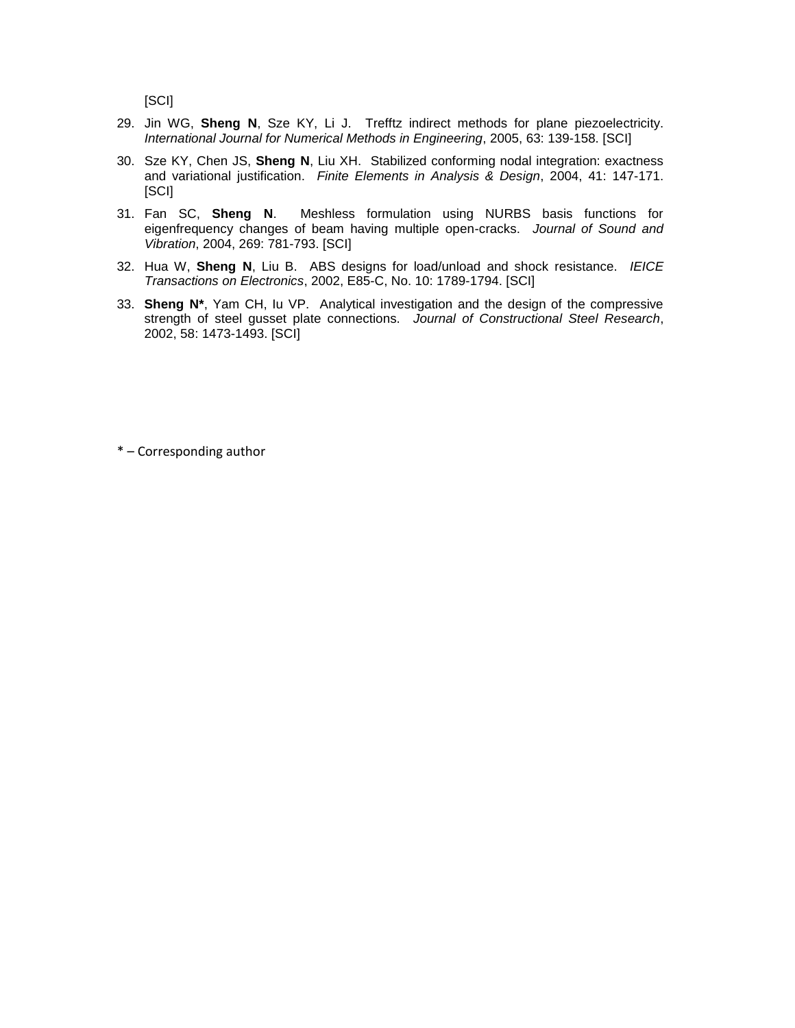[SCI]

29. Jin WG, **Sheng N**, Sze KY, Li J. Trefftz indirect methods for plane piezoelectricity. *International Journal for Numerical Methods in Engineering*, 2005, 63: 139-158. [SCI]

30. Sze KY, Chen JS, **Sheng N**, Liu XH. Stabilized conforming nodal integration: exactness and variational justification. *Finite Elements in Analysis & Design*, 2004, 41: 147-171. [SCI]

31. Fan SC, **Sheng N**. Meshless formulation using NURBS basis functions for eigenfrequency changes of beam having multiple open-cracks. *Journal of Sound and Vibration*, 2004, 269: 781-793. [SCI]

32. Hua W, **Sheng N**, Liu B. ABS designs for load/unload and shock resistance. *IEICE Transactions on Electronics*, 2002, E85-C, No. 10: 1789-1794. [SCI]

33. **Sheng N***, Yam CH, Iu VP. Analytical investigation and the design of the compressive strength of steel gusset plate connections. *Journal of Constructional Steel Research*, 2002, 58: 1473-1493. [SCI]

* – Corresponding author